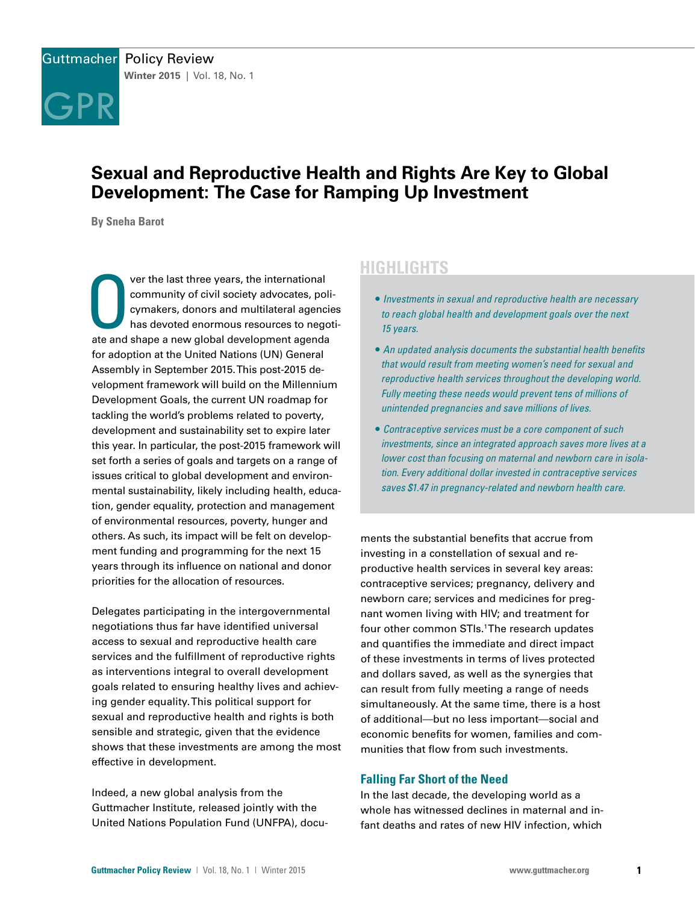# Sexual and Reproductive Health and Rights Are Key to Global Development: The Case for Ramping Up Investment

**By Sneha Barot**

Over the last three years, the international community of civil society advocates, policymakers, donors and multilateral agencies has devoted enormous resources to negotiate and shape a new global development agenda for adoption at the United Nations (UN) General Assembly in September 2015. This post-2015 development framework will build on the Millennium Development Goals, the current UN roadmap for tackling the world's problems related to poverty, development and sustainability set to expire later this year. In particular, the post-2015 framework will set forth a series of goals and targets on a range of issues critical to global development and environmental sustainability, likely including health, education, gender equality, protection and management of environmental resources, poverty, hunger and others. As such, its impact will be felt on development funding and programming for the next 15 years through its influence on national and donor priorities for the allocation of resources.

Delegates participating in the intergovernmental negotiations thus far have identified universal access to sexual and reproductive health care services and the fulfillment of reproductive rights as interventions integral to overall development goals related to ensuring healthy lives and achieving gender equality. This political support for sexual and reproductive health and rights is both sensible and strategic, given that the evidence shows that these investments are among the most effective in development.

Indeed, a new global analysis from the Guttmacher Institute, released jointly with the United Nations Population Fund (UNFPA), documents the substantial benefits that accrue from investing in a constellation of sexual and reproductive health services in several key areas: contraceptive services; pregnancy, delivery and newborn care; services and medicines for pregnant women living with HIV; and treatment for four other common STIs.[1] The research updates and quantifies the immediate and direct impact of these investments in terms of lives protected and dollars saved, as well as the synergies that can result from fully meeting a range of needs simultaneously. At the same time, there is a host of additional—but no less important—social and economic benefits for women, families and communities that flow from such investments.

## HIGHLIGHTS

- *Investments in sexual and reproductive health are necessary to reach global health and development goals over the next 15 years.*
- *An updated analysis documents the substantial health benefits that would result from meeting women's need for sexual and reproductive health services throughout the developing world. Fully meeting these needs would prevent tens of millions of unintended pregnancies and save millions of lives.*
- *Contraceptive services must be a core component of such investments, since an integrated approach saves more lives at a lower cost than focusing on maternal and newborn care in isolation. Every additional dollar invested in contraceptive services saves $1.47 in pregnancy-related and newborn health care.*

## Falling Far Short of the Need

In the last decade, the developing world as a whole has witnessed declines in maternal and infant deaths and rates of new HIV infection, which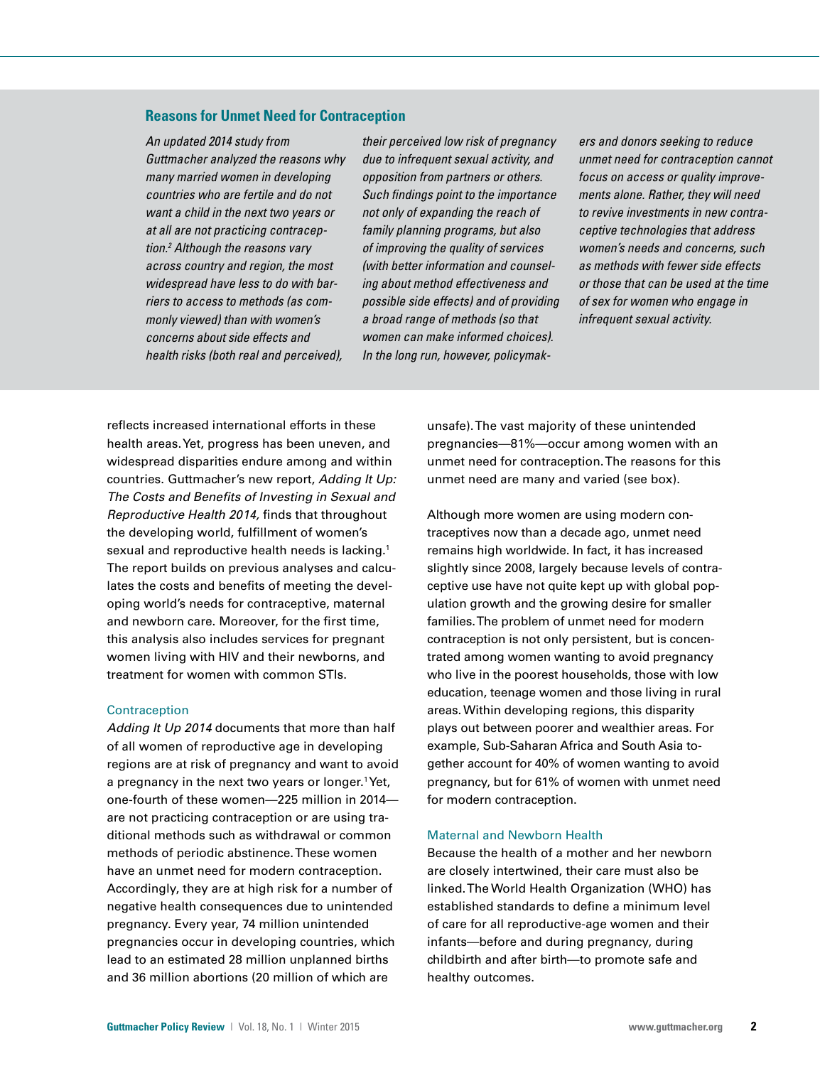## Reasons for Unmet Need for Contraception

*An updated 2014 study from Guttmacher analyzed the reasons why many married women in developing countries who are fertile and do not want a child in the next two years or at all are not practicing contraception.[2] Although the reasons vary across country and region, the most widespread have less to do with barriers to access to methods (as commonly viewed) than with women's concerns about side effects and health risks (both real and perceived), their perceived low risk of pregnancy due to infrequent sexual activity, and opposition from partners or others. Such findings point to the importance not only of expanding the reach of family planning programs, but also of improving the quality of services (with better information and counseling about method effectiveness and possible side effects) and of providing a broad range of methods (so that women can make informed choices). In the long run, however, policymakers and donors seeking to reduce unmet need for contraception cannot focus on access or quality improvements alone. Rather, they will need to revive investments in new contraceptive technologies that address women's needs and concerns, such as methods with fewer side effects or those that can be used at the time of sex for women who engage in infrequent sexual activity.*

reflects increased international efforts in these health areas. Yet, progress has been uneven, and widespread disparities endure among and within countries. Guttmacher's new report, *Adding It Up: The Costs and Benefits of Investing in Sexual and Reproductive Health 2014,* finds that throughout the developing world, fulfillment of women's sexual and reproductive health needs is lacking.[1] The report builds on previous analyses and calculates the costs and benefits of meeting the developing world's needs for contraceptive, maternal and newborn care. Moreover, for the first time, this analysis also includes services for pregnant women living with HIV and their newborns, and treatment for women with common STIs.

### Contraception

*Adding It Up 2014* documents that more than half of all women of reproductive age in developing regions are at risk of pregnancy and want to avoid a pregnancy in the next two years or longer.[1] Yet, one-fourth of these women—225 million in 2014—are not practicing contraception or are using traditional methods such as withdrawal or common methods of periodic abstinence. These women have an unmet need for modern contraception. Accordingly, they are at high risk for a number of negative health consequences due to unintended pregnancy. Every year, 74 million unintended pregnancies occur in developing countries, which lead to an estimated 28 million unplanned births and 36 million abortions (20 million of which are unsafe). The vast majority of these unintended pregnancies—81%—occur among women with an unmet need for contraception. The reasons for this unmet need are many and varied (see box).

Although more women are using modern contraceptives now than a decade ago, unmet need remains high worldwide. In fact, it has increased slightly since 2008, largely because levels of contraceptive use have not quite kept up with global population growth and the growing desire for smaller families. The problem of unmet need for modern contraception is not only persistent, but is concentrated among women wanting to avoid pregnancy who live in the poorest households, those with low education, teenage women and those living in rural areas. Within developing regions, this disparity plays out between poorer and wealthier areas. For example, Sub-Saharan Africa and South Asia together account for 40% of women wanting to avoid pregnancy, but for 61% of women with unmet need for modern contraception.

### Maternal and Newborn Health

Because the health of a mother and her newborn are closely intertwined, their care must also be linked. The World Health Organization (WHO) has established standards to define a minimum level of care for all reproductive-age women and their infants—before and during pregnancy, during childbirth and after birth—to promote safe and healthy outcomes.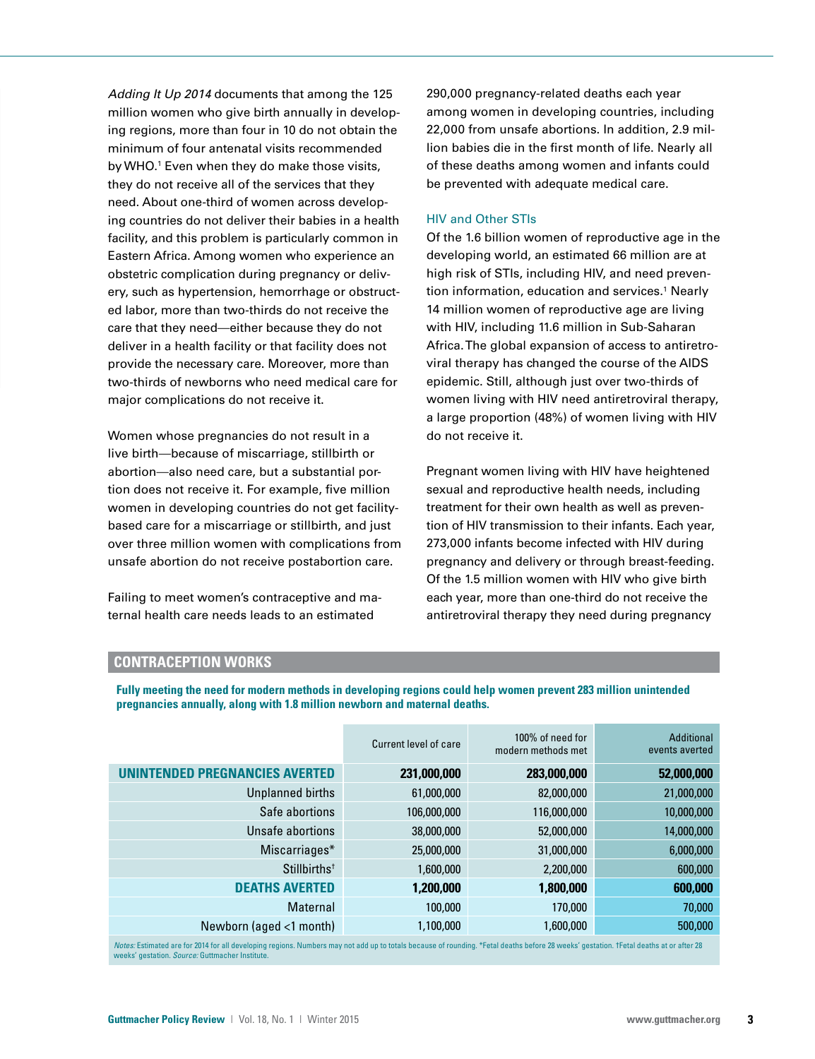*Adding It Up 2014* documents that among the 125 million women who give birth annually in developing regions, more than four in 10 do not obtain the minimum of four antenatal visits recommended by WHO.[1] Even when they do make those visits, they do not receive all of the services that they need. About one-third of women across developing countries do not deliver their babies in a health facility, and this problem is particularly common in Eastern Africa. Among women who experience an obstetric complication during pregnancy or delivery, such as hypertension, hemorrhage or obstructed labor, more than two-thirds do not receive the care that they need—either because they do not deliver in a health facility or that facility does not provide the necessary care. Moreover, more than two-thirds of newborns who need medical care for major complications do not receive it.

Women whose pregnancies do not result in a live birth—because of miscarriage, stillbirth or abortion—also need care, but a substantial portion does not receive it. For example, five million women in developing countries do not get facility-based care for a miscarriage or stillbirth, and just over three million women with complications from unsafe abortion do not receive postabortion care.

Failing to meet women's contraceptive and maternal health care needs leads to an estimated 290,000 pregnancy-related deaths each year among women in developing countries, including 22,000 from unsafe abortions. In addition, 2.9 million babies die in the first month of life. Nearly all of these deaths among women and infants could be prevented with adequate medical care.

### HIV and Other STIs

Of the 1.6 billion women of reproductive age in the developing world, an estimated 66 million are at high risk of STIs, including HIV, and need prevention information, education and services.[1] Nearly 14 million women of reproductive age are living with HIV, including 11.6 million in Sub-Saharan Africa. The global expansion of access to antiretroviral therapy has changed the course of the AIDS epidemic. Still, although just over two-thirds of women living with HIV need antiretroviral therapy, a large proportion (48%) of women living with HIV do not receive it.

Pregnant women living with HIV have heightened sexual and reproductive health needs, including treatment for their own health as well as prevention of HIV transmission to their infants. Each year, 273,000 infants become infected with HIV during pregnancy and delivery or through breast-feeding. Of the 1.5 million women with HIV who give birth each year, more than one-third do not receive the antiretroviral therapy they need during pregnancy

## CONTRACEPTION WORKS

**Fully meeting the need for modern methods in developing regions could help women prevent 283 million unintended pregnancies annually, along with 1.8 million newborn and maternal deaths.**

| | Current level of care | 100% of need for modern methods met | Additional events averted |
|---|---|---|---|
| **UNINTENDED PREGNANCIES AVERTED** | **231,000,000** | **283,000,000** | **52,000,000** |
| Unplanned births | 61,000,000 | 82,000,000 | 21,000,000 |
| Safe abortions | 106,000,000 | 116,000,000 | 10,000,000 |
| Unsafe abortions | 38,000,000 | 52,000,000 | 14,000,000 |
| Miscarriages* | 25,000,000 | 31,000,000 | 6,000,000 |
| Stillbirths† | 1,600,000 | 2,200,000 | 600,000 |
| **DEATHS AVERTED** | **1,200,000** | **1,800,000** | **600,000** |
| Maternal | 100,000 | 170,000 | 70,000 |
| Newborn (aged <1 month) | 1,100,000 | 1,600,000 | 500,000 |

*Notes:* Estimated are for 2014 for all developing regions. Numbers may not add up to totals because of rounding. *Fetal deaths before 28 weeks' gestation. †Fetal deaths at or after 28 weeks' gestation. *Source:* Guttmacher Institute.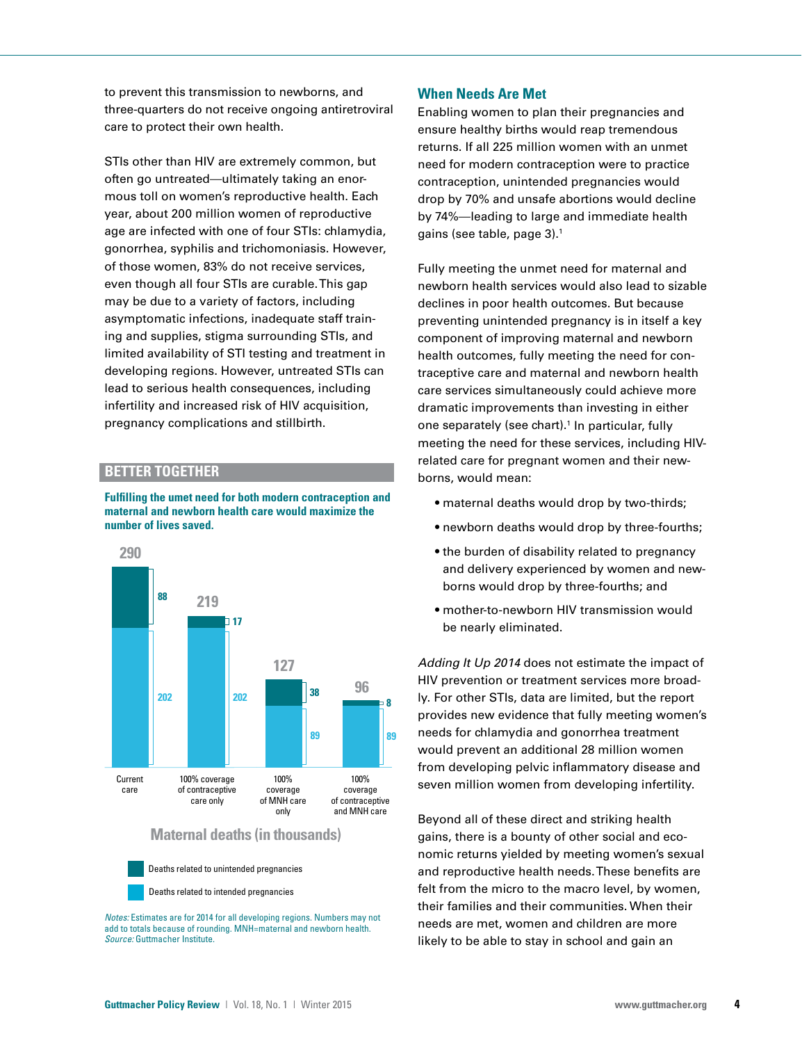to prevent this transmission to newborns, and three-quarters do not receive ongoing antiretroviral care to protect their own health.

STIs other than HIV are extremely common, but often go untreated—ultimately taking an enormous toll on women's reproductive health. Each year, about 200 million women of reproductive age are infected with one of four STIs: chlamydia, gonorrhea, syphilis and trichomoniasis. However, of those women, 83% do not receive services, even though all four STIs are curable. This gap may be due to a variety of factors, including asymptomatic infections, inadequate staff training and supplies, stigma surrounding STIs, and limited availability of STI testing and treatment in developing regions. However, untreated STIs can lead to serious health consequences, including infertility and increased risk of HIV acquisition, pregnancy complications and stillbirth.

## BETTER TOGETHER

**Fulfilling the umet need for both modern contraception and maternal and newborn health care would maximize the number of lives saved.**

Maternal deaths (in thousands)

| | Deaths related to unintended pregnancies | Deaths related to intended pregnancies | Total |
|---|---|---|---|
| Current care | 88 | 202 | 290 |
| 100% coverage of contraceptive care only | 17 | 202 | 219 |
| 100% coverage of MNH care only | 38 | 89 | 127 |
| 100% coverage of contraceptive and MNH care | 8 | 89 | 96 |

*Notes:* Estimates are for 2014 for all developing regions. Numbers may not add to totals because of rounding. MNH=maternal and newborn health. *Source:* Guttmacher Institute.

## When Needs Are Met

Enabling women to plan their pregnancies and ensure healthy births would reap tremendous returns. If all 225 million women with an unmet need for modern contraception were to practice contraception, unintended pregnancies would drop by 70% and unsafe abortions would decline by 74%—leading to large and immediate health gains (see table, page 3).[1]

Fully meeting the unmet need for maternal and newborn health services would also lead to sizable declines in poor health outcomes. But because preventing unintended pregnancy is in itself a key component of improving maternal and newborn health outcomes, fully meeting the need for contraceptive care and maternal and newborn health care services simultaneously could achieve more dramatic improvements than investing in either one separately (see chart).[1] In particular, fully meeting the need for these services, including HIV-related care for pregnant women and their newborns, would mean:

- maternal deaths would drop by two-thirds;
- newborn deaths would drop by three-fourths;
- the burden of disability related to pregnancy and delivery experienced by women and newborns would drop by three-fourths; and
- mother-to-newborn HIV transmission would be nearly eliminated.

*Adding It Up 2014* does not estimate the impact of HIV prevention or treatment services more broadly. For other STIs, data are limited, but the report provides new evidence that fully meeting women's needs for chlamydia and gonorrhea treatment would prevent an additional 28 million women from developing pelvic inflammatory disease and seven million women from developing infertility.

Beyond all of these direct and striking health gains, there is a bounty of other social and economic returns yielded by meeting women's sexual and reproductive health needs. These benefits are felt from the micro to the macro level, by women, their families and their communities. When their needs are met, women and children are more likely to be able to stay in school and gain an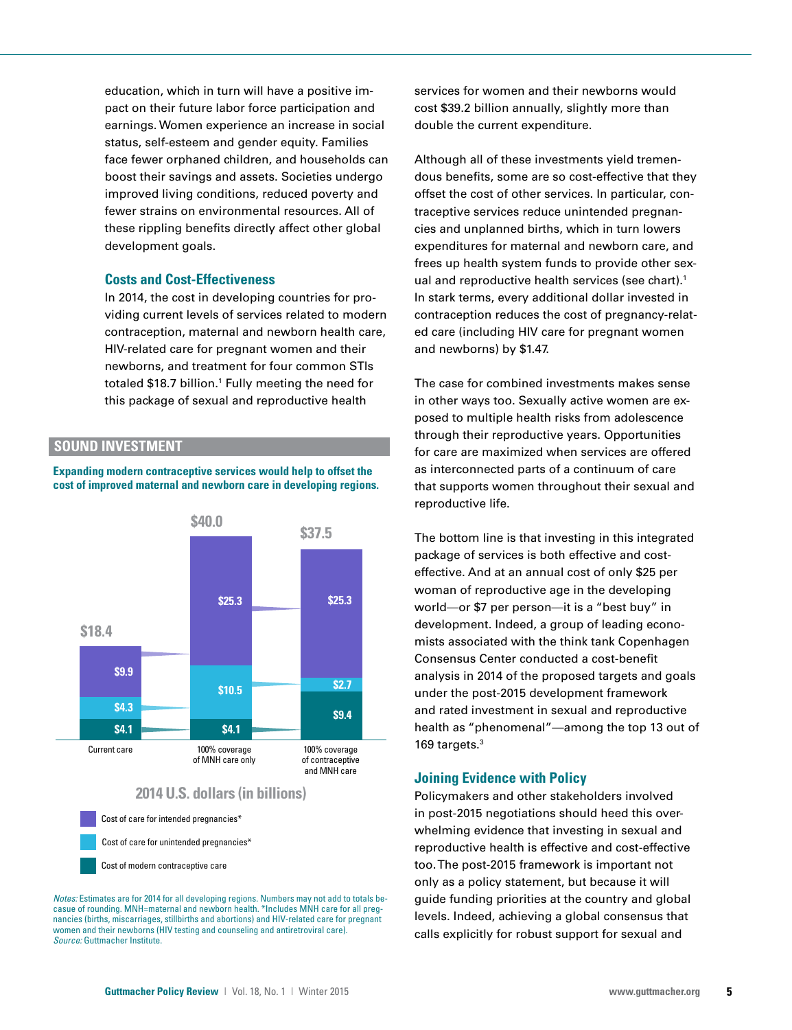education, which in turn will have a positive impact on their future labor force participation and earnings. Women experience an increase in social status, self-esteem and gender equity. Families face fewer orphaned children, and households can boost their savings and assets. Societies undergo improved living conditions, reduced poverty and fewer strains on environmental resources. All of these rippling benefits directly affect other global development goals.

## Costs and Cost-Effectiveness

In 2014, the cost in developing countries for providing current levels of services related to modern contraception, maternal and newborn health care, HIV-related care for pregnant women and their newborns, and treatment for four common STIs totaled $18.7 billion.[1] Fully meeting the need for this package of sexual and reproductive health services for women and their newborns would cost $39.2 billion annually, slightly more than double the current expenditure.

### SOUND INVESTMENT

**Expanding modern contraceptive services would help to offset the cost of improved maternal and newborn care in developing regions.**

| | Current care | 100% coverage of MNH care only | 100% coverage of contraceptive and MNH care |
|---|---|---|---|
| Cost of care for intended pregnancies* | $9.9 | $25.3 | $25.3 |
| Cost of care for unintended pregnancies* | $4.3 | $10.5 | $2.7 |
| Cost of modern contraceptive care | $4.1 | $4.1 | $9.4 |
| Total | $18.4 | $40.0 | $37.5 |

2014 U.S. dollars (in billions)

*Notes:* Estimates are for 2014 for all developing regions. Numbers may not add to totals because of rounding. MNH=maternal and newborn health. *Includes MNH care for all pregnancies (births, miscarriages, stillbirths and abortions) and HIV-related care for pregnant women and their newborns (HIV testing and counseling and antiretroviral care).
*Source:* Guttmacher Institute.

Although all of these investments yield tremendous benefits, some are so cost-effective that they offset the cost of other services. In particular, contraceptive services reduce unintended pregnancies and unplanned births, which in turn lowers expenditures for maternal and newborn care, and frees up health system funds to provide other sexual and reproductive health services (see chart).[1] In stark terms, every additional dollar invested in contraception reduces the cost of pregnancy-related care (including HIV care for pregnant women and newborns) by $1.47.

The case for combined investments makes sense in other ways too. Sexually active women are exposed to multiple health risks from adolescence through their reproductive years. Opportunities for care are maximized when services are offered as interconnected parts of a continuum of care that supports women throughout their sexual and reproductive life.

The bottom line is that investing in this integrated package of services is both effective and cost-effective. And at an annual cost of only $25 per woman of reproductive age in the developing world—or $7 per person—it is a "best buy" in development. Indeed, a group of leading economists associated with the think tank Copenhagen Consensus Center conducted a cost-benefit analysis in 2014 of the proposed targets and goals under the post-2015 development framework and rated investment in sexual and reproductive health as "phenomenal"—among the top 13 out of 169 targets.[3]

## Joining Evidence with Policy

Policymakers and other stakeholders involved in post-2015 negotiations should heed this overwhelming evidence that investing in sexual and reproductive health is effective and cost-effective too. The post-2015 framework is important not only as a policy statement, but because it will guide funding priorities at the country and global levels. Indeed, achieving a global consensus that calls explicitly for robust support for sexual and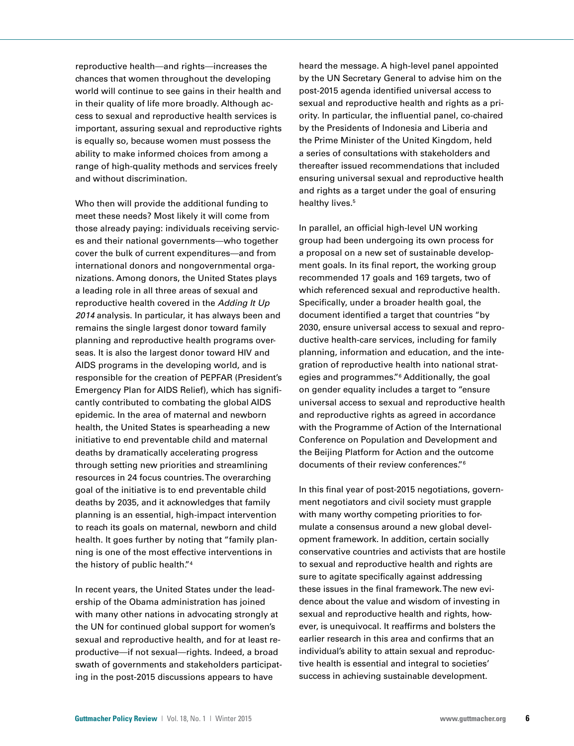reproductive health—and rights—increases the chances that women throughout the developing world will continue to see gains in their health and in their quality of life more broadly. Although access to sexual and reproductive health services is important, assuring sexual and reproductive rights is equally so, because women must possess the ability to make informed choices from among a range of high-quality methods and services freely and without discrimination.

Who then will provide the additional funding to meet these needs? Most likely it will come from those already paying: individuals receiving services and their national governments—who together cover the bulk of current expenditures—and from international donors and nongovernmental organizations. Among donors, the United States plays a leading role in all three areas of sexual and reproductive health covered in the *Adding It Up 2014* analysis. In particular, it has always been and remains the single largest donor toward family planning and reproductive health programs overseas. It is also the largest donor toward HIV and AIDS programs in the developing world, and is responsible for the creation of PEPFAR (President's Emergency Plan for AIDS Relief), which has significantly contributed to combating the global AIDS epidemic. In the area of maternal and newborn health, the United States is spearheading a new initiative to end preventable child and maternal deaths by dramatically accelerating progress through setting new priorities and streamlining resources in 24 focus countries. The overarching goal of the initiative is to end preventable child deaths by 2035, and it acknowledges that family planning is an essential, high-impact intervention to reach its goals on maternal, newborn and child health. It goes further by noting that "family planning is one of the most effective interventions in the history of public health."[4]

In recent years, the United States under the leadership of the Obama administration has joined with many other nations in advocating strongly at the UN for continued global support for women's sexual and reproductive health, and for at least reproductive—if not sexual—rights. Indeed, a broad swath of governments and stakeholders participating in the post-2015 discussions appears to have heard the message. A high-level panel appointed by the UN Secretary General to advise him on the post-2015 agenda identified universal access to sexual and reproductive health and rights as a priority. In particular, the influential panel, co-chaired by the Presidents of Indonesia and Liberia and the Prime Minister of the United Kingdom, held a series of consultations with stakeholders and thereafter issued recommendations that included ensuring universal sexual and reproductive health and rights as a target under the goal of ensuring healthy lives.[5]

In parallel, an official high-level UN working group had been undergoing its own process for a proposal on a new set of sustainable development goals. In its final report, the working group recommended 17 goals and 169 targets, two of which referenced sexual and reproductive health. Specifically, under a broader health goal, the document identified a target that countries "by 2030, ensure universal access to sexual and reproductive health-care services, including for family planning, information and education, and the integration of reproductive health into national strategies and programmes."[6] Additionally, the goal on gender equality includes a target to "ensure universal access to sexual and reproductive health and reproductive rights as agreed in accordance with the Programme of Action of the International Conference on Population and Development and the Beijing Platform for Action and the outcome documents of their review conferences."[6]

In this final year of post-2015 negotiations, government negotiators and civil society must grapple with many worthy competing priorities to formulate a consensus around a new global development framework. In addition, certain socially conservative countries and activists that are hostile to sexual and reproductive health and rights are sure to agitate specifically against addressing these issues in the final framework. The new evidence about the value and wisdom of investing in sexual and reproductive health and rights, however, is unequivocal. It reaffirms and bolsters the earlier research in this area and confirms that an individual's ability to attain sexual and reproductive health is essential and integral to societies' success in achieving sustainable development.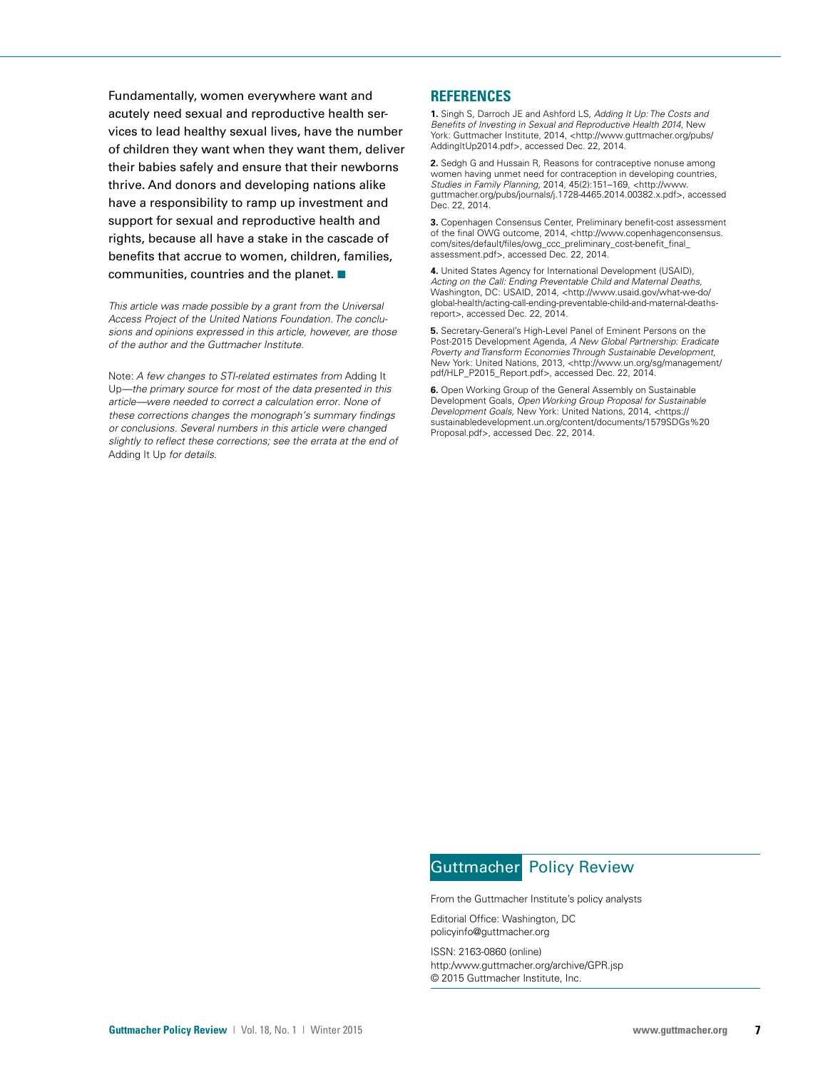Fundamentally, women everywhere want and acutely need sexual and reproductive health services to lead healthy sexual lives, have the number of children they want when they want them, deliver their babies safely and ensure that their newborns thrive. And donors and developing nations alike have a responsibility to ramp up investment and support for sexual and reproductive health and rights, because all have a stake in the cascade of benefits that accrue to women, children, families, communities, countries and the planet. ■

*This article was made possible by a grant from the Universal Access Project of the United Nations Foundation. The conclusions and opinions expressed in this article, however, are those of the author and the Guttmacher Institute.*

Note: *A few changes to STI-related estimates from* Adding It Up*—the primary source for most of the data presented in this article—were needed to correct a calculation error. None of these corrections changes the monograph's summary findings or conclusions. Several numbers in this article were changed slightly to reflect these corrections; see the errata at the end of* Adding It Up *for details.*

## REFERENCES

**1.** Singh S, Darroch JE and Ashford LS, *Adding It Up: The Costs and Benefits of Investing in Sexual and Reproductive Health 2014*, New York: Guttmacher Institute, 2014, <http://www.guttmacher.org/pubs/AddingItUp2014.pdf>, accessed Dec. 22, 2014.

**2.** Sedgh G and Hussain R, Reasons for contraceptive nonuse among women having unmet need for contraception in developing countries, *Studies in Family Planning*, 2014, 45(2):151–169, <http://www.guttmacher.org/pubs/journals/j.1728-4465.2014.00382.x.pdf>, accessed Dec. 22, 2014.

**3.** Copenhagen Consensus Center, Preliminary benefit-cost assessment of the final OWG outcome, 2014, <http://www.copenhagenconsensus.com/sites/default/files/owg_ccc_preliminary_cost-benefit_final_assessment.pdf>, accessed Dec. 22, 2014.

**4.** United States Agency for International Development (USAID), *Acting on the Call: Ending Preventable Child and Maternal Deaths*, Washington, DC: USAID, 2014, <http://www.usaid.gov/what-we-do/global-health/acting-call-ending-preventable-child-and-maternal-deaths-report>, accessed Dec. 22, 2014.

**5.** Secretary-General's High-Level Panel of Eminent Persons on the Post-2015 Development Agenda, *A New Global Partnership: Eradicate Poverty and Transform Economies Through Sustainable Development*, New York: United Nations, 2013, <http://www.un.org/sg/management/pdf/HLP_P2015_Report.pdf>, accessed Dec. 22, 2014.

**6.** Open Working Group of the General Assembly on Sustainable Development Goals, *Open Working Group Proposal for Sustainable Development Goals*, New York: United Nations, 2014, <https://sustainabledevelopment.un.org/content/documents/1579SDGs%20Proposal.pdf>, accessed Dec. 22, 2014.

Guttmacher Policy Review

From the Guttmacher Institute's policy analysts

Editorial Office: Washington, DC
policyinfo@guttmacher.org

ISSN: 2163-0860 (online)
http:/www.guttmacher.org/archive/GPR.jsp
© 2015 Guttmacher Institute, Inc.